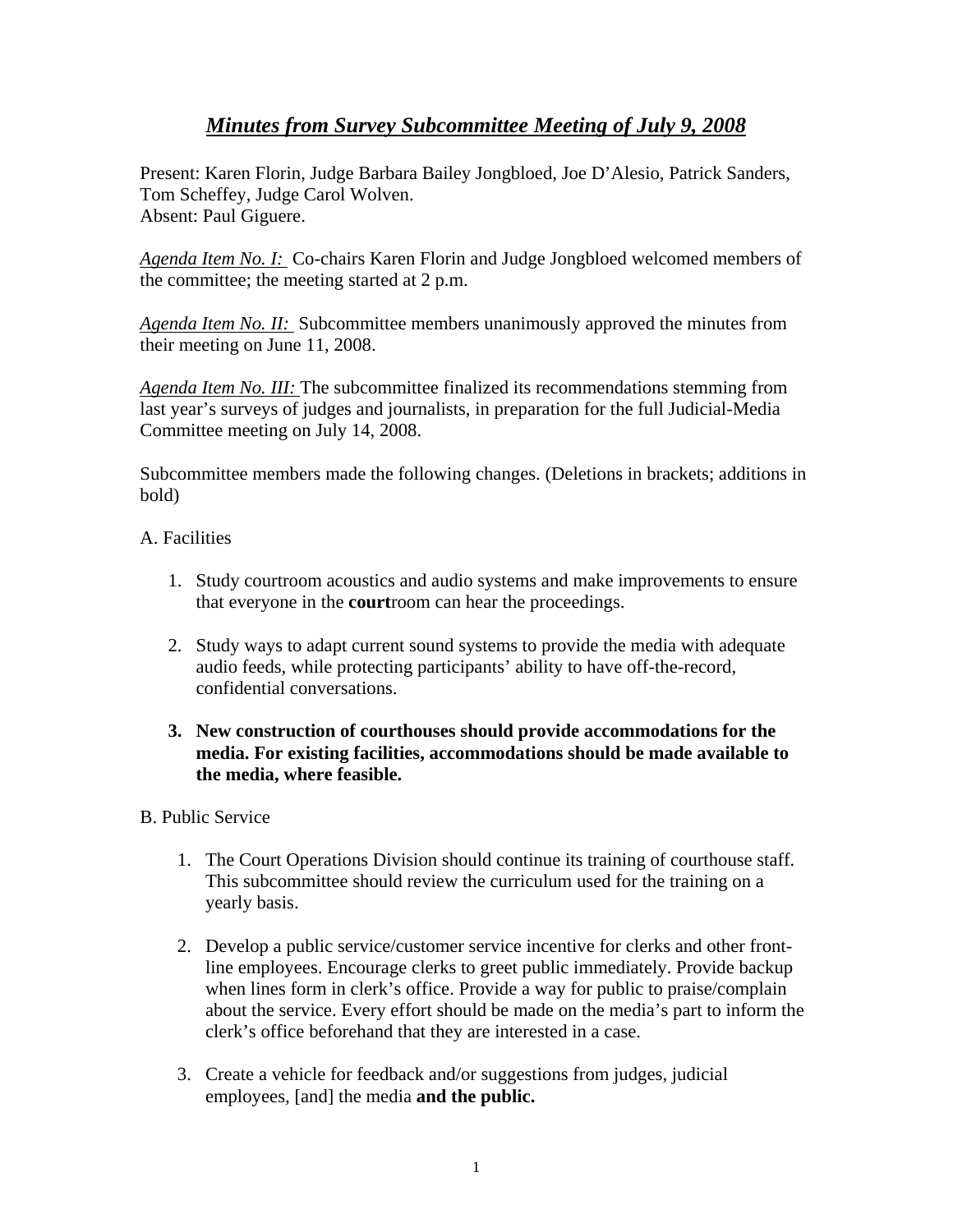# *Minutes from Survey Subcommittee Meeting of July 9, 2008*

Present: Karen Florin, Judge Barbara Bailey Jongbloed, Joe D'Alesio, Patrick Sanders, Tom Scheffey, Judge Carol Wolven.
Absent: Paul Giguere.

*Agenda Item No. I:* Co-chairs Karen Florin and Judge Jongbloed welcomed members of the committee; the meeting started at 2 p.m.

*Agenda Item No. II:* Subcommittee members unanimously approved the minutes from their meeting on June 11, 2008.

*Agenda Item No. III:* The subcommittee finalized its recommendations stemming from last year's surveys of judges and journalists, in preparation for the full Judicial-Media Committee meeting on July 14, 2008.

Subcommittee members made the following changes. (Deletions in brackets; additions in bold)

A. Facilities

1. Study courtroom acoustics and audio systems and make improvements to ensure that everyone in the **court**room can hear the proceedings.
2. Study ways to adapt current sound systems to provide the media with adequate audio feeds, while protecting participants' ability to have off-the-record, confidential conversations.
3. **New construction of courthouses should provide accommodations for the media. For existing facilities, accommodations should be made available to the media, where feasible.**

B. Public Service

1. The Court Operations Division should continue its training of courthouse staff. This subcommittee should review the curriculum used for the training on a yearly basis.
2. Develop a public service/customer service incentive for clerks and other front-line employees. Encourage clerks to greet public immediately. Provide backup when lines form in clerk's office. Provide a way for public to praise/complain about the service. Every effort should be made on the media's part to inform the clerk's office beforehand that they are interested in a case.
3. Create a vehicle for feedback and/or suggestions from judges, judicial employees, [and] the media **and the public.**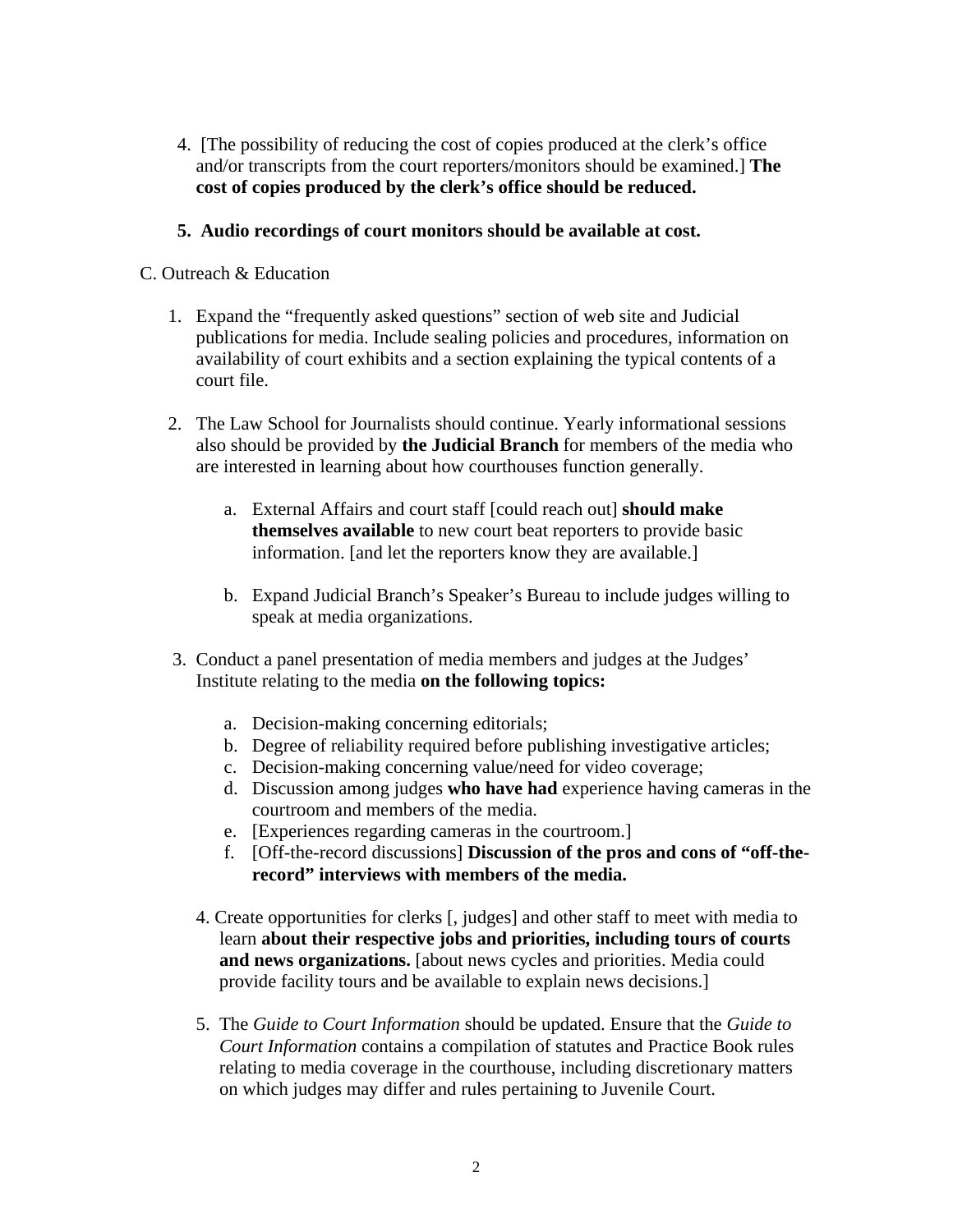4. [The possibility of reducing the cost of copies produced at the clerk's office and/or transcripts from the court reporters/monitors should be examined.] **The cost of copies produced by the clerk's office should be reduced.**

5. **Audio recordings of court monitors should be available at cost.**

C. Outreach & Education

1. Expand the "frequently asked questions" section of web site and Judicial publications for media. Include sealing policies and procedures, information on availability of court exhibits and a section explaining the typical contents of a court file.

2. The Law School for Journalists should continue. Yearly informational sessions also should be provided by **the Judicial Branch** for members of the media who are interested in learning about how courthouses function generally.

   a. External Affairs and court staff [could reach out] **should make themselves available** to new court beat reporters to provide basic information. [and let the reporters know they are available.]

   b. Expand Judicial Branch's Speaker's Bureau to include judges willing to speak at media organizations.

3. Conduct a panel presentation of media members and judges at the Judges' Institute relating to the media **on the following topics:**

   a. Decision-making concerning editorials;
   b. Degree of reliability required before publishing investigative articles;
   c. Decision-making concerning value/need for video coverage;
   d. Discussion among judges **who have had** experience having cameras in the courtroom and members of the media.
   e. [Experiences regarding cameras in the courtroom.]
   f. [Off-the-record discussions] **Discussion of the pros and cons of "off-the-record" interviews with members of the media.**

4. Create opportunities for clerks [, judges] and other staff to meet with media to learn **about their respective jobs and priorities, including tours of courts and news organizations.** [about news cycles and priorities. Media could provide facility tours and be available to explain news decisions.]

5. The *Guide to Court Information* should be updated. Ensure that the *Guide to Court Information* contains a compilation of statutes and Practice Book rules relating to media coverage in the courthouse, including discretionary matters on which judges may differ and rules pertaining to Juvenile Court.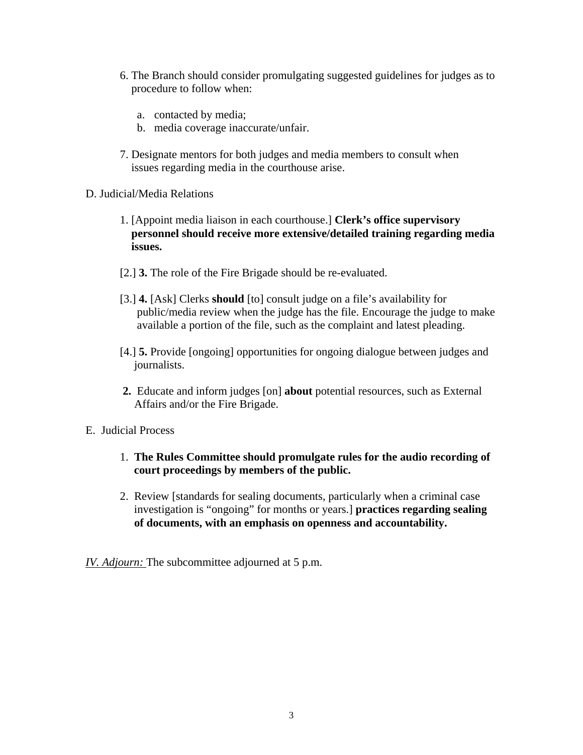6. The Branch should consider promulgating suggested guidelines for judges as to procedure to follow when:

   a. contacted by media;
   b. media coverage inaccurate/unfair.

7. Designate mentors for both judges and media members to consult when issues regarding media in the courthouse arise.

D. Judicial/Media Relations

1. [Appoint media liaison in each courthouse.] **Clerk's office supervisory personnel should receive more extensive/detailed training regarding media issues.**

[2.] **3.** The role of the Fire Brigade should be re-evaluated.

[3.] **4.** [Ask] Clerks **should** [to] consult judge on a file's availability for public/media review when the judge has the file. Encourage the judge to make available a portion of the file, such as the complaint and latest pleading.

[4.] **5.** Provide [ongoing] opportunities for ongoing dialogue between judges and journalists.

**2.** Educate and inform judges [on] **about** potential resources, such as External Affairs and/or the Fire Brigade.

E. Judicial Process

1. **The Rules Committee should promulgate rules for the audio recording of court proceedings by members of the public.**

2. Review [standards for sealing documents, particularly when a criminal case investigation is "ongoing" for months or years.] **practices regarding sealing of documents, with an emphasis on openness and accountability.**

*IV. Adjourn:* The subcommittee adjourned at 5 p.m.